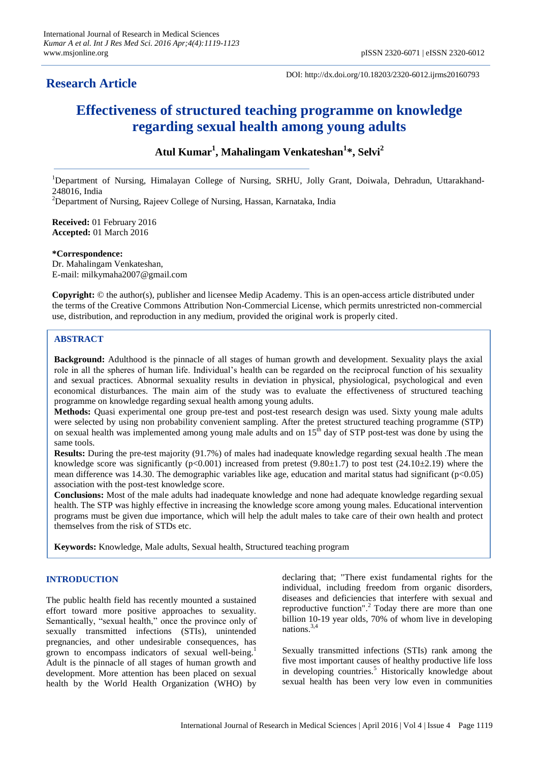**Research Article**

DOI: http://dx.doi.org/10.18203/2320-6012.ijrms20160793

# Effectiveness of structured teaching programme on knowledge regarding sexual health among young adults

**Atul Kumar[1], Mahalingam Venkateshan[1]*, Selvi[2]**

[1]Department of Nursing, Himalayan College of Nursing, SRHU, Jolly Grant, Doiwala, Dehradun, Uttarakhand-248016, India

[2]Department of Nursing, Rajeev College of Nursing, Hassan, Karnataka, India

**Received:** 01 February 2016
**Accepted:** 01 March 2016

***Correspondence:**
Dr. Mahalingam Venkateshan,
E-mail: milkymaha2007@gmail.com

**Copyright:** © the author(s), publisher and licensee Medip Academy. This is an open-access article distributed under the terms of the Creative Commons Attribution Non-Commercial License, which permits unrestricted non-commercial use, distribution, and reproduction in any medium, provided the original work is properly cited.

## ABSTRACT

**Background:** Adulthood is the pinnacle of all stages of human growth and development. Sexuality plays the axial role in all the spheres of human life. Individual's health can be regarded on the reciprocal function of his sexuality and sexual practices. Abnormal sexuality results in deviation in physical, physiological, psychological and even economical disturbances. The main aim of the study was to evaluate the effectiveness of structured teaching programme on knowledge regarding sexual health among young adults.

**Methods:** Quasi experimental one group pre-test and post-test research design was used. Sixty young male adults were selected by using non probability convenient sampling. After the pretest structured teaching programme (STP) on sexual health was implemented among young male adults and on 15$^{th}$ day of STP post-test was done by using the same tools.

**Results:** During the pre-test majority (91.7%) of males had inadequate knowledge regarding sexual health .The mean knowledge score was significantly ($p<0.001$) increased from pretest (9.80±1.7) to post test (24.10±2.19) where the mean difference was 14.30. The demographic variables like age, education and marital status had significant ($p<0.05$) association with the post-test knowledge score.

**Conclusions:** Most of the male adults had inadequate knowledge and none had adequate knowledge regarding sexual health. The STP was highly effective in increasing the knowledge score among young males. Educational intervention programs must be given due importance, which will help the adult males to take care of their own health and protect themselves from the risk of STDs etc.

**Keywords:** Knowledge, Male adults, Sexual health, Structured teaching program

## INTRODUCTION

The public health field has recently mounted a sustained effort toward more positive approaches to sexuality. Semantically, "sexual health," once the province only of sexually transmitted infections (STIs), unintended pregnancies, and other undesirable consequences, has grown to encompass indicators of sexual well-being.[1] Adult is the pinnacle of all stages of human growth and development. More attention has been placed on sexual health by the World Health Organization (WHO) by declaring that; "There exist fundamental rights for the individual, including freedom from organic disorders, diseases and deficiencies that interfere with sexual and reproductive function".[2] Today there are more than one billion 10-19 year olds, 70% of whom live in developing nations.[3,4]

Sexually transmitted infections (STIs) rank among the five most important causes of healthy productive life loss in developing countries.[5] Historically knowledge about sexual health has been very low even in communities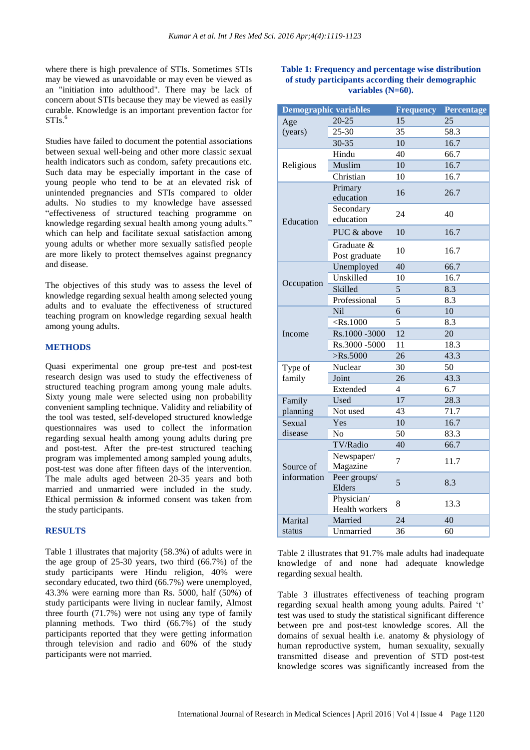where there is high prevalence of STIs. Sometimes STIs may be viewed as unavoidable or may even be viewed as an "initiation into adulthood". There may be lack of concern about STIs because they may be viewed as easily curable. Knowledge is an important prevention factor for STIs.[6]

Studies have failed to document the potential associations between sexual well-being and other more classic sexual health indicators such as condom, safety precautions etc. Such data may be especially important in the case of young people who tend to be at an elevated risk of unintended pregnancies and STIs compared to older adults. No studies to my knowledge have assessed "effectiveness of structured teaching programme on knowledge regarding sexual health among young adults." which can help and facilitate sexual satisfaction among young adults or whether more sexually satisfied people are more likely to protect themselves against pregnancy and disease.

The objectives of this study was to assess the level of knowledge regarding sexual health among selected young adults and to evaluate the effectiveness of structured teaching program on knowledge regarding sexual health among young adults.

## METHODS

Quasi experimental one group pre-test and post-test research design was used to study the effectiveness of structured teaching program among young male adults. Sixty young male were selected using non probability convenient sampling technique. Validity and reliability of the tool was tested, self-developed structured knowledge questionnaires was used to collect the information regarding sexual health among young adults during pre and post-test. After the pre-test structured teaching program was implemented among sampled young adults, post-test was done after fifteen days of the intervention. The male adults aged between 20-35 years and both married and unmarried were included in the study. Ethical permission & informed consent was taken from the study participants.

## RESULTS

Table 1 illustrates that majority (58.3%) of adults were in the age group of 25-30 years, two third (66.7%) of the study participants were Hindu religion, 40% were secondary educated, two third (66.7%) were unemployed, 43.3% were earning more than Rs. 5000, half (50%) of study participants were living in nuclear family, Almost three fourth (71.7%) were not using any type of family planning methods. Two third (66.7%) of the study participants reported that they were getting information through television and radio and 60% of the study participants were not married.

**Table 1: Frequency and percentage wise distribution of study participants according their demographic variables (N=60).**

| Demographic variables | | Frequency | Percentage |
|---|---|---|---|
| Age (years) | 20-25 | 15 | 25 |
| | 25-30 | 35 | 58.3 |
| | 30-35 | 10 | 16.7 |
| Religious | Hindu | 40 | 66.7 |
| | Muslim | 10 | 16.7 |
| | Christian | 10 | 16.7 |
| Education | Primary education | 16 | 26.7 |
| | Secondary education | 24 | 40 |
| | PUC & above | 10 | 16.7 |
| | Graduate & Post graduate | 10 | 16.7 |
| Occupation | Unemployed | 40 | 66.7 |
| | Unskilled | 10 | 16.7 |
| | Skilled | 5 | 8.3 |
| | Professional | 5 | 8.3 |
| Income | Nil | 6 | 10 |
| | <Rs.1000 | 5 | 8.3 |
| | Rs.1000 -3000 | 12 | 20 |
| | Rs.3000 -5000 | 11 | 18.3 |
| | >Rs.5000 | 26 | 43.3 |
| Type of family | Nuclear | 30 | 50 |
| | Joint | 26 | 43.3 |
| | Extended | 4 | 6.7 |
| Family planning | Used | 17 | 28.3 |
| | Not used | 43 | 71.7 |
| Sexual disease | Yes | 10 | 16.7 |
| | No | 50 | 83.3 |
| Source of information | TV/Radio | 40 | 66.7 |
| | Newspaper/ Magazine | 7 | 11.7 |
| | Peer groups/ Elders | 5 | 8.3 |
| | Physician/ Health workers | 8 | 13.3 |
| Marital status | Married | 24 | 40 |
| | Unmarried | 36 | 60 |

Table 2 illustrates that 91.7% male adults had inadequate knowledge of and none had adequate knowledge regarding sexual health.

Table 3 illustrates effectiveness of teaching program regarding sexual health among young adults. Paired 't' test was used to study the statistical significant difference between pre and post-test knowledge scores. All the domains of sexual health i.e. anatomy & physiology of human reproductive system, human sexuality, sexually transmitted disease and prevention of STD post-test knowledge scores was significantly increased from the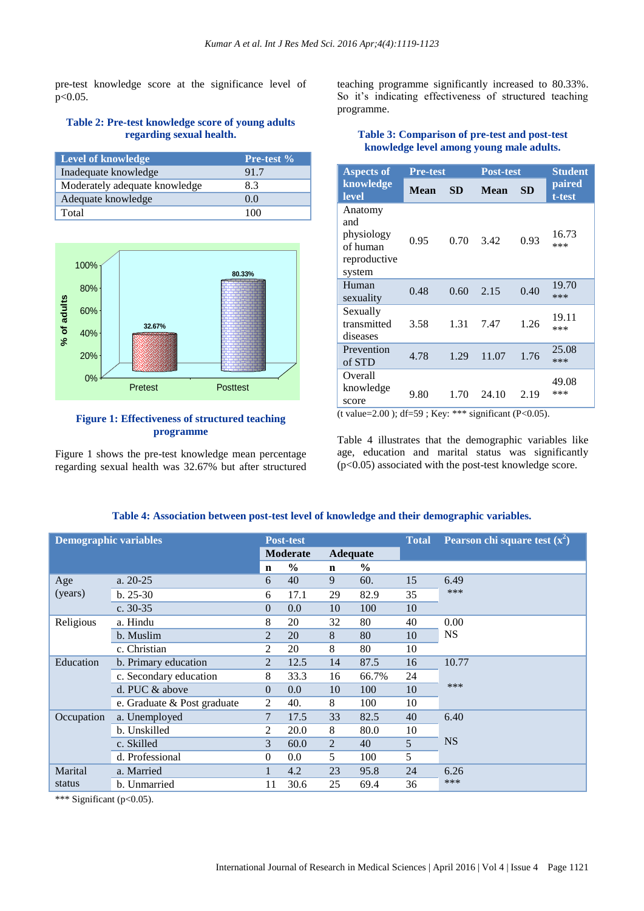pre-test knowledge score at the significance level of p<0.05.

**Table 2: Pre-test knowledge score of young adults regarding sexual health.**

| Level of knowledge | Pre-test % |
|---|---|
| Inadequate knowledge | 91.7 |
| Moderately adequate knowledge | 8.3 |
| Adequate knowledge | 0.0 |
| Total | 100 |

**Figure 1: Effectiveness of structured teaching programme**

Figure 1 shows the pre-test knowledge mean percentage regarding sexual health was 32.67% but after structured teaching programme significantly increased to 80.33%. So it's indicating effectiveness of structured teaching programme.

**Table 3: Comparison of pre-test and post-test knowledge level among young male adults.**

| Aspects of knowledge level | Pre-test | | Post-test | | Student paired t-test |
|---|---|---|---|---|---|
| | Mean | SD | Mean | SD | |
| Anatomy and physiology of human reproductive system | 0.95 | 0.70 | 3.42 | 0.93 | 16.73 *** |
| Human sexuality | 0.48 | 0.60 | 2.15 | 0.40 | 19.70 *** |
| Sexually transmitted diseases | 3.58 | 1.31 | 7.47 | 1.26 | 19.11 *** |
| Prevention of STD | 4.78 | 1.29 | 11.07 | 1.76 | 25.08 *** |
| Overall knowledge score | 9.80 | 1.70 | 24.10 | 2.19 | 49.08 *** |

(t value=2.00 ); df=59 ; Key: *** significant (P<0.05).

Table 4 illustrates that the demographic variables like age, education and marital status was significantly (p<0.05) associated with the post-test knowledge score.

**Table 4: Association between post-test level of knowledge and their demographic variables.**

| Demographic variables | | Post-test Moderate n | Moderate % | Adequate n | Adequate % | Total | Pearson chi square test ($x^2$) |
|---|---|---|---|---|---|---|---|
| Age (years) | a. 20-25 | 6 | 40 | 9 | 60. | 15 | 6.49 *** |
| | b. 25-30 | 6 | 17.1 | 29 | 82.9 | 35 | |
| | c. 30-35 | 0 | 0.0 | 10 | 100 | 10 | |
| Religious | a. Hindu | 8 | 20 | 32 | 80 | 40 | 0.00 NS |
| | b. Muslim | 2 | 20 | 8 | 80 | 10 | |
| | c. Christian | 2 | 20 | 8 | 80 | 10 | |
| Education | b. Primary education | 2 | 12.5 | 14 | 87.5 | 16 | 10.77 *** |
| | c. Secondary education | 8 | 33.3 | 16 | 66.7% | 24 | |
| | d. PUC & above | 0 | 0.0 | 10 | 100 | 10 | |
| | e. Graduate & Post graduate | 2 | 40. | 8 | 100 | 10 | |
| Occupation | a. Unemployed | 7 | 17.5 | 33 | 82.5 | 40 | 6.40 NS |
| | b. Unskilled | 2 | 20.0 | 8 | 80.0 | 10 | |
| | c. Skilled | 3 | 60.0 | 2 | 40 | 5 | |
| | d. Professional | 0 | 0.0 | 5 | 100 | 5 | |
| Marital status | a. Married | 1 | 4.2 | 23 | 95.8 | 24 | 6.26 *** |
| | b. Unmarried | 11 | 30.6 | 25 | 69.4 | 36 | |

*** Significant (p<0.05).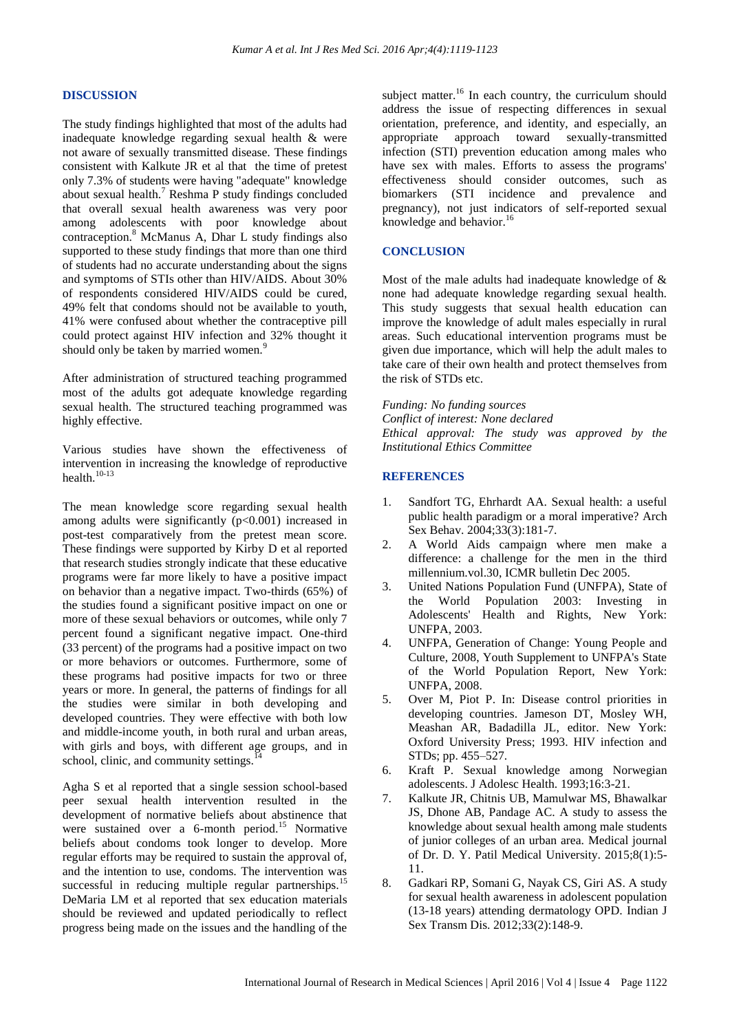## DISCUSSION

The study findings highlighted that most of the adults had inadequate knowledge regarding sexual health & were not aware of sexually transmitted disease. These findings consistent with Kalkute JR et al that the time of pretest only 7.3% of students were having "adequate" knowledge about sexual health.[7] Reshma P study findings concluded that overall sexual health awareness was very poor among adolescents with poor knowledge about contraception.[8] McManus A, Dhar L study findings also supported to these study findings that more than one third of students had no accurate understanding about the signs and symptoms of STIs other than HIV/AIDS. About 30% of respondents considered HIV/AIDS could be cured, 49% felt that condoms should not be available to youth, 41% were confused about whether the contraceptive pill could protect against HIV infection and 32% thought it should only be taken by married women.[9]

After administration of structured teaching programmed most of the adults got adequate knowledge regarding sexual health. The structured teaching programmed was highly effective.

Various studies have shown the effectiveness of intervention in increasing the knowledge of reproductive health.[10-13]

The mean knowledge score regarding sexual health among adults were significantly ($p<0.001$) increased in post-test comparatively from the pretest mean score. These findings were supported by Kirby D et al reported that research studies strongly indicate that these educative programs were far more likely to have a positive impact on behavior than a negative impact. Two-thirds (65%) of the studies found a significant positive impact on one or more of these sexual behaviors or outcomes, while only 7 percent found a significant negative impact. One-third (33 percent) of the programs had a positive impact on two or more behaviors or outcomes. Furthermore, some of these programs had positive impacts for two or three years or more. In general, the patterns of findings for all the studies were similar in both developing and developed countries. They were effective with both low and middle-income youth, in both rural and urban areas, with girls and boys, with different age groups, and in school, clinic, and community settings.[14]

Agha S et al reported that a single session school-based peer sexual health intervention resulted in the development of normative beliefs about abstinence that were sustained over a 6-month period.[15] Normative beliefs about condoms took longer to develop. More regular efforts may be required to sustain the approval of, and the intention to use, condoms. The intervention was successful in reducing multiple regular partnerships.[15] DeMaria LM et al reported that sex education materials should be reviewed and updated periodically to reflect progress being made on the issues and the handling of the subject matter.[16] In each country, the curriculum should address the issue of respecting differences in sexual orientation, preference, and identity, and especially, an appropriate approach toward sexually-transmitted infection (STI) prevention education among males who have sex with males. Efforts to assess the programs' effectiveness should consider outcomes, such as biomarkers (STI incidence and prevalence and pregnancy), not just indicators of self-reported sexual knowledge and behavior.[16]

## CONCLUSION

Most of the male adults had inadequate knowledge of & none had adequate knowledge regarding sexual health. This study suggests that sexual health education can improve the knowledge of adult males especially in rural areas. Such educational intervention programs must be given due importance, which will help the adult males to take care of their own health and protect themselves from the risk of STDs etc.

*Funding: No funding sources*
*Conflict of interest: None declared*
*Ethical approval: The study was approved by the Institutional Ethics Committee*

## REFERENCES

1. Sandfort TG, Ehrhardt AA. Sexual health: a useful public health paradigm or a moral imperative? Arch Sex Behav. 2004;33(3):181-7.
2. A World Aids campaign where men make a difference: a challenge for the men in the third millennium.vol.30, ICMR bulletin Dec 2005.
3. United Nations Population Fund (UNFPA), State of the World Population 2003: Investing in Adolescents' Health and Rights, New York: UNFPA, 2003.
4. UNFPA, Generation of Change: Young People and Culture, 2008, Youth Supplement to UNFPA's State of the World Population Report, New York: UNFPA, 2008.
5. Over M, Piot P. In: Disease control priorities in developing countries. Jameson DT, Mosley WH, Meashan AR, Badadilla JL, editor. New York: Oxford University Press; 1993. HIV infection and STDs; pp. 455–527.
6. Kraft P. Sexual knowledge among Norwegian adolescents. J Adolesc Health. 1993;16:3-21.
7. Kalkute JR, Chitnis UB, Mamulwar MS, Bhawalkar JS, Dhone AB, Pandage AC. A study to assess the knowledge about sexual health among male students of junior colleges of an urban area. Medical journal of Dr. D. Y. Patil Medical University. 2015;8(1):5-11.
8. Gadkari RP, Somani G, Nayak CS, Giri AS. A study for sexual health awareness in adolescent population (13-18 years) attending dermatology OPD. Indian J Sex Transm Dis. 2012;33(2):148-9.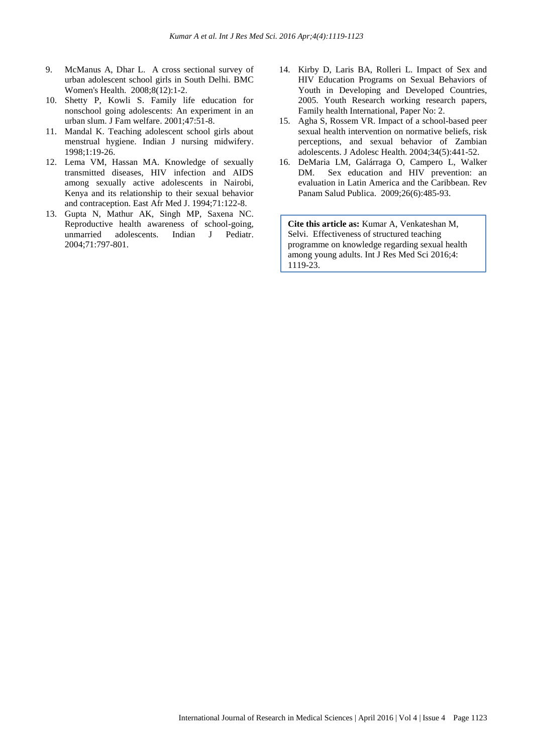9. McManus A, Dhar L. A cross sectional survey of urban adolescent school girls in South Delhi. BMC Women's Health. 2008;8(12):1-2.
10. Shetty P, Kowli S. Family life education for nonschool going adolescents: An experiment in an urban slum. J Fam welfare. 2001;47:51-8.
11. Mandal K. Teaching adolescent school girls about menstrual hygiene. Indian J nursing midwifery. 1998;1:19-26.
12. Lema VM, Hassan MA. Knowledge of sexually transmitted diseases, HIV infection and AIDS among sexually active adolescents in Nairobi, Kenya and its relationship to their sexual behavior and contraception. East Afr Med J. 1994;71:122-8.
13. Gupta N, Mathur AK, Singh MP, Saxena NC. Reproductive health awareness of school-going, unmarried adolescents. Indian J Pediatr. 2004;71:797-801.
14. Kirby D, Laris BA, Rolleri L. Impact of Sex and HIV Education Programs on Sexual Behaviors of Youth in Developing and Developed Countries, 2005. Youth Research working research papers, Family health International, Paper No: 2.
15. Agha S, Rossem VR. Impact of a school-based peer sexual health intervention on normative beliefs, risk perceptions, and sexual behavior of Zambian adolescents. J Adolesc Health. 2004;34(5):441-52.
16. DeMaria LM, Galárraga O, Campero L, Walker DM. Sex education and HIV prevention: an evaluation in Latin America and the Caribbean. Rev Panam Salud Publica. 2009;26(6):485-93.

**Cite this article as:** Kumar A, Venkateshan M, Selvi. Effectiveness of structured teaching programme on knowledge regarding sexual health among young adults. Int J Res Med Sci 2016;4: 1119-23.